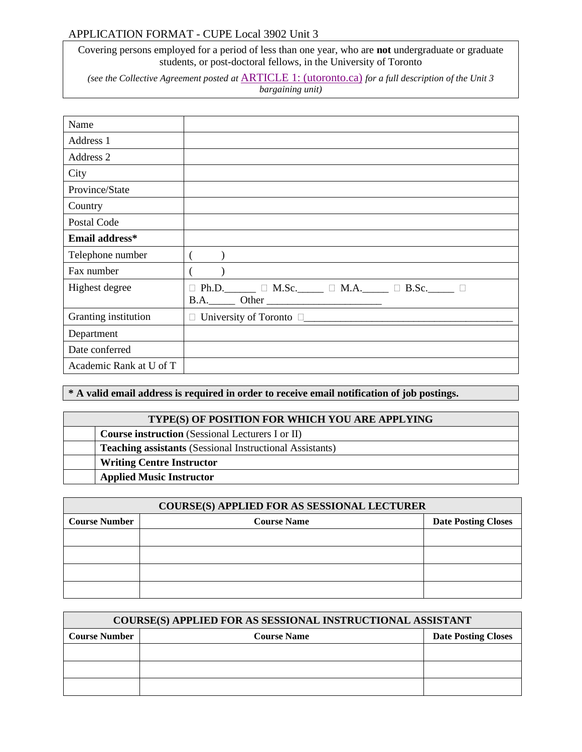APPLICATION FORMAT - CUPE Local 3902 Unit 3

Covering persons employed for a period of less than one year, who are **not** undergraduate or graduate students, or post-doctoral fellows, in the University of Toronto

*(see the Collective Agreement posted at* ARTICLE 1: (utoronto.ca) *for a full description of the Unit 3 bargaining unit)*

| | |
|---|---|
| Name | |
| Address 1 | |
| Address 2 | |
| City | |
| Province/State | |
| Country | |
| Postal Code | |
| **Email address*** | |
| Telephone number | (     ) |
| Fax number | (     ) |
| Highest degree | □ Ph.D.______ □ M.Sc._____ □ M.A._____ □ B.Sc._____ □ B.A._____ Other ______________________ |
| Granting institution | □ University of Toronto □________________________________________ |
| Department | |
| Date conferred | |
| Academic Rank at U of T | |

**\* A valid email address is required in order to receive email notification of job postings.**

| TYPE(S) OF POSITION FOR WHICH YOU ARE APPLYING | |
|---|---|
| | **Course instruction** (Sessional Lecturers I or II) |
| | **Teaching assistants** (Sessional Instructional Assistants) |
| | **Writing Centre Instructor** |
| | **Applied Music Instructor** |

**COURSE(S) APPLIED FOR AS SESSIONAL LECTURER**

| Course Number | Course Name | Date Posting Closes |
|---|---|---|
| | | |
| | | |
| | | |
| | | |

**COURSE(S) APPLIED FOR AS SESSIONAL INSTRUCTIONAL ASSISTANT**

| Course Number | Course Name | Date Posting Closes |
|---|---|---|
| | | |
| | | |
| | | |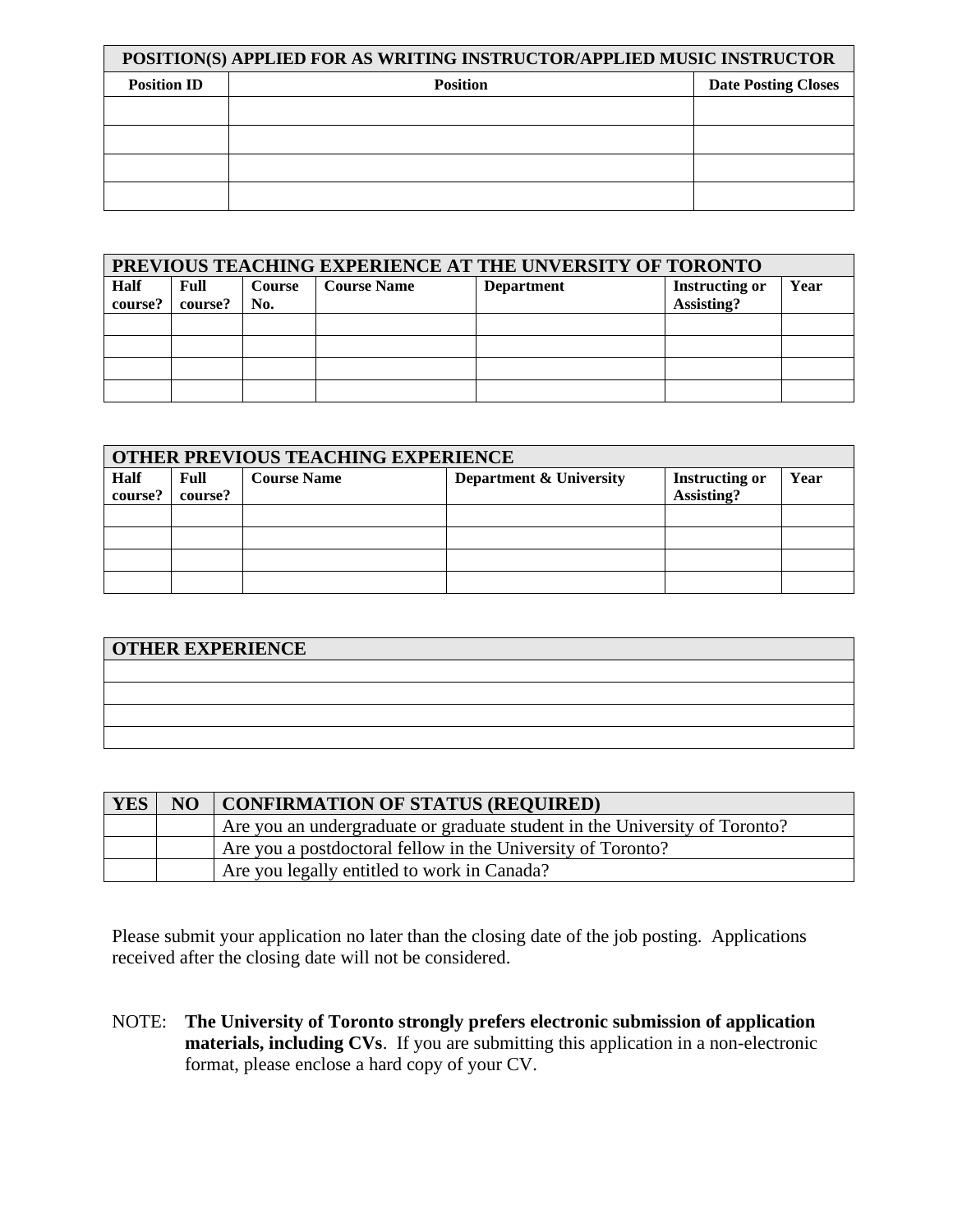| POSITION(S) APPLIED FOR AS WRITING INSTRUCTOR/APPLIED MUSIC INSTRUCTOR | | |
|---|---|---|
| **Position ID** | **Position** | **Date Posting Closes** |
| | | |
| | | |
| | | |
| | | |

| PREVIOUS TEACHING EXPERIENCE AT THE UNVERSITY OF TORONTO | | | | | | |
|---|---|---|---|---|---|---|
| **Half course?** | **Full course?** | **Course No.** | **Course Name** | **Department** | **Instructing or Assisting?** | **Year** |
| | | | | | | |
| | | | | | | |
| | | | | | | |
| | | | | | | |

| OTHER PREVIOUS TEACHING EXPERIENCE | | | | | |
|---|---|---|---|---|---|
| **Half course?** | **Full course?** | **Course Name** | **Department & University** | **Instructing or Assisting?** | **Year** |
| | | | | | |
| | | | | | |
| | | | | | |
| | | | | | |

| OTHER EXPERIENCE |
|---|
| |
| |
| |
| |

| YES | NO | CONFIRMATION OF STATUS (REQUIRED) |
|---|---|---|
| | | Are you an undergraduate or graduate student in the University of Toronto? |
| | | Are you a postdoctoral fellow in the University of Toronto? |
| | | Are you legally entitled to work in Canada? |

Please submit your application no later than the closing date of the job posting. Applications received after the closing date will not be considered.

NOTE: **The University of Toronto strongly prefers electronic submission of application materials, including CVs**. If you are submitting this application in a non-electronic format, please enclose a hard copy of your CV.